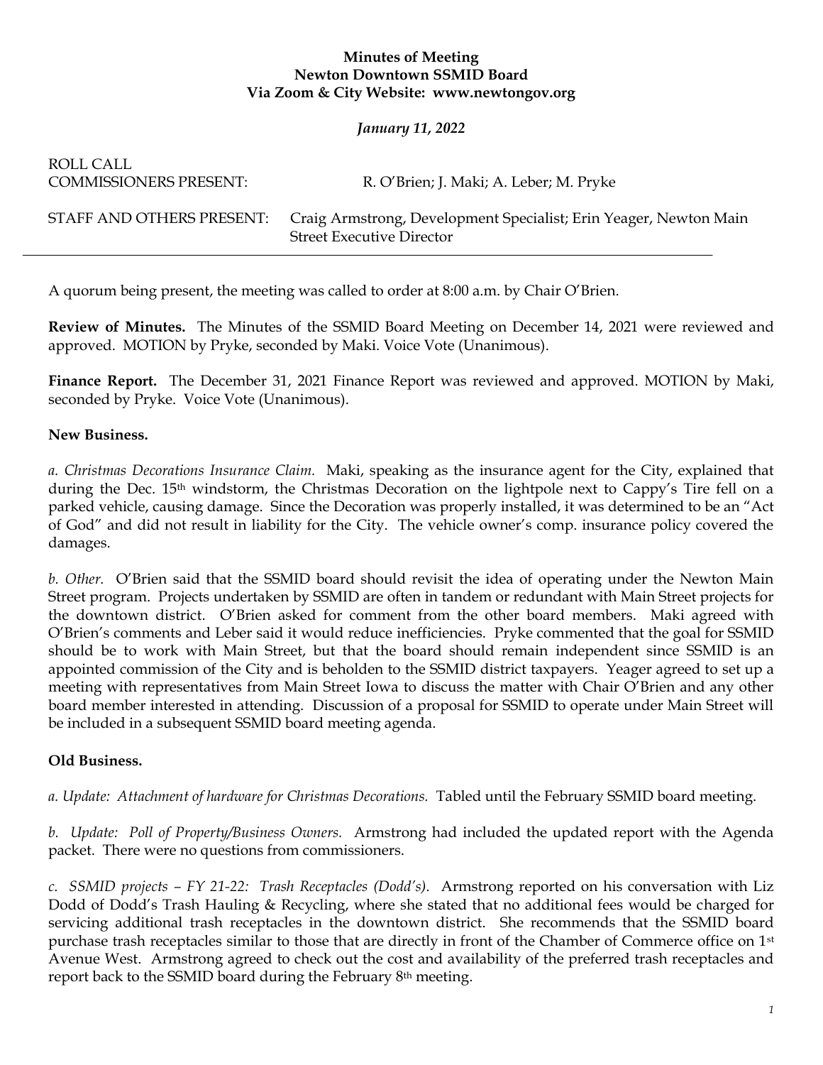**Minutes of Meeting**
**Newton Downtown SSMID Board**
**Via Zoom & City Website: www.newtongov.org**

***January 11, 2022***

ROLL CALL

COMMISSIONERS PRESENT: R. O'Brien; J. Maki; A. Leber; M. Pryke

STAFF AND OTHERS PRESENT: Craig Armstrong, Development Specialist; Erin Yeager, Newton Main Street Executive Director

---

A quorum being present, the meeting was called to order at 8:00 a.m. by Chair O'Brien.

**Review of Minutes.** The Minutes of the SSMID Board Meeting on December 14, 2021 were reviewed and approved. MOTION by Pryke, seconded by Maki. Voice Vote (Unanimous).

**Finance Report.** The December 31, 2021 Finance Report was reviewed and approved. MOTION by Maki, seconded by Pryke. Voice Vote (Unanimous).

**New Business.**

*a. Christmas Decorations Insurance Claim.* Maki, speaking as the insurance agent for the City, explained that during the Dec. 15th windstorm, the Christmas Decoration on the lightpole next to Cappy's Tire fell on a parked vehicle, causing damage. Since the Decoration was properly installed, it was determined to be an "Act of God" and did not result in liability for the City. The vehicle owner's comp. insurance policy covered the damages.

*b. Other.* O'Brien said that the SSMID board should revisit the idea of operating under the Newton Main Street program. Projects undertaken by SSMID are often in tandem or redundant with Main Street projects for the downtown district. O'Brien asked for comment from the other board members. Maki agreed with O'Brien's comments and Leber said it would reduce inefficiencies. Pryke commented that the goal for SSMID should be to work with Main Street, but that the board should remain independent since SSMID is an appointed commission of the City and is beholden to the SSMID district taxpayers. Yeager agreed to set up a meeting with representatives from Main Street Iowa to discuss the matter with Chair O'Brien and any other board member interested in attending. Discussion of a proposal for SSMID to operate under Main Street will be included in a subsequent SSMID board meeting agenda.

**Old Business.**

*a. Update: Attachment of hardware for Christmas Decorations.* Tabled until the February SSMID board meeting.

*b. Update: Poll of Property/Business Owners.* Armstrong had included the updated report with the Agenda packet. There were no questions from commissioners.

*c. SSMID projects – FY 21-22: Trash Receptacles (Dodd's).* Armstrong reported on his conversation with Liz Dodd of Dodd's Trash Hauling & Recycling, where she stated that no additional fees would be charged for servicing additional trash receptacles in the downtown district. She recommends that the SSMID board purchase trash receptacles similar to those that are directly in front of the Chamber of Commerce office on 1st Avenue West. Armstrong agreed to check out the cost and availability of the preferred trash receptacles and report back to the SSMID board during the February 8th meeting.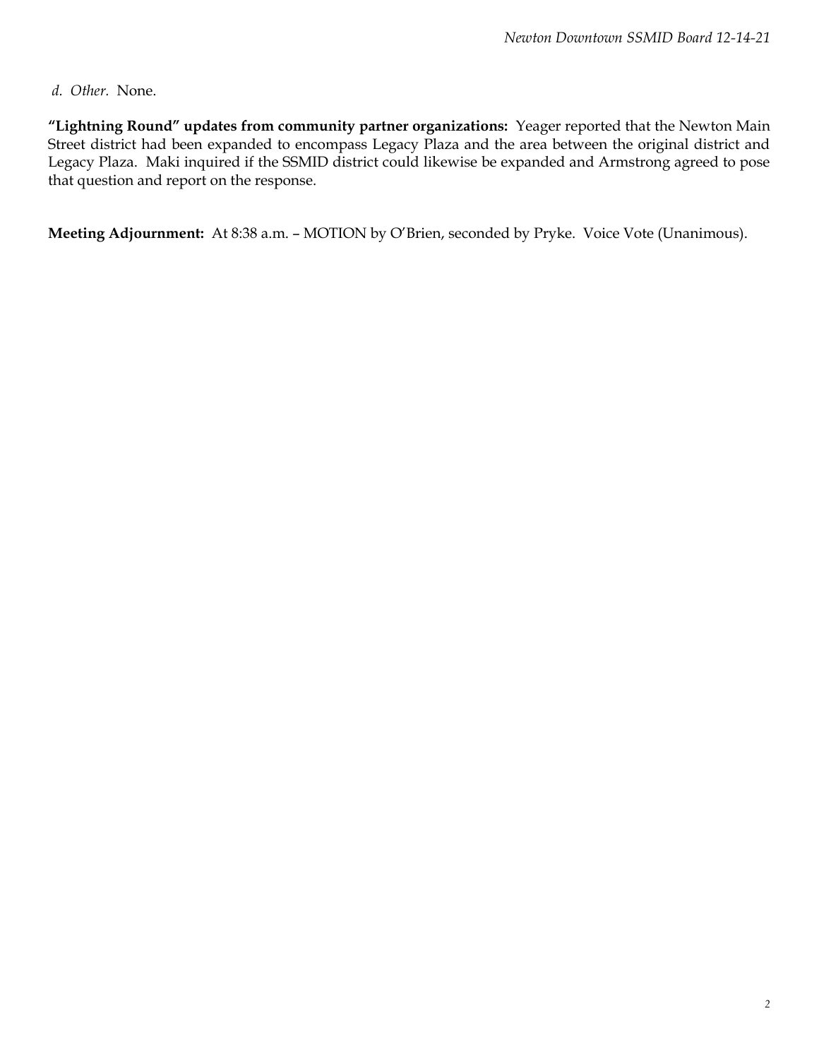*d. Other.* None.

**"Lightning Round" updates from community partner organizations:** Yeager reported that the Newton Main Street district had been expanded to encompass Legacy Plaza and the area between the original district and Legacy Plaza. Maki inquired if the SSMID district could likewise be expanded and Armstrong agreed to pose that question and report on the response.

**Meeting Adjournment:** At 8:38 a.m. – MOTION by O'Brien, seconded by Pryke. Voice Vote (Unanimous).